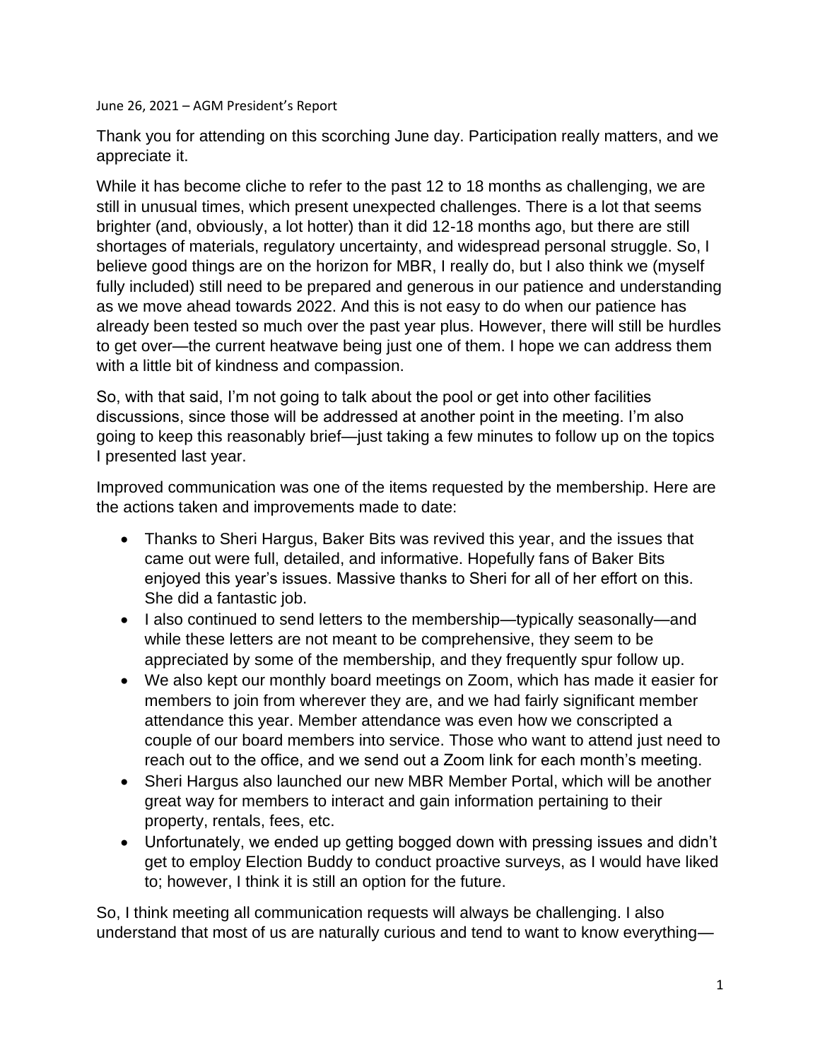June 26, 2021 – AGM President's Report

Thank you for attending on this scorching June day. Participation really matters, and we appreciate it.

While it has become cliche to refer to the past 12 to 18 months as challenging, we are still in unusual times, which present unexpected challenges. There is a lot that seems brighter (and, obviously, a lot hotter) than it did 12-18 months ago, but there are still shortages of materials, regulatory uncertainty, and widespread personal struggle. So, I believe good things are on the horizon for MBR, I really do, but I also think we (myself fully included) still need to be prepared and generous in our patience and understanding as we move ahead towards 2022. And this is not easy to do when our patience has already been tested so much over the past year plus. However, there will still be hurdles to get over—the current heatwave being just one of them. I hope we can address them with a little bit of kindness and compassion.

So, with that said, I'm not going to talk about the pool or get into other facilities discussions, since those will be addressed at another point in the meeting. I'm also going to keep this reasonably brief—just taking a few minutes to follow up on the topics I presented last year.

Improved communication was one of the items requested by the membership. Here are the actions taken and improvements made to date:

- Thanks to Sheri Hargus, Baker Bits was revived this year, and the issues that came out were full, detailed, and informative. Hopefully fans of Baker Bits enjoyed this year's issues. Massive thanks to Sheri for all of her effort on this. She did a fantastic job.
- I also continued to send letters to the membership—typically seasonally—and while these letters are not meant to be comprehensive, they seem to be appreciated by some of the membership, and they frequently spur follow up.
- We also kept our monthly board meetings on Zoom, which has made it easier for members to join from wherever they are, and we had fairly significant member attendance this year. Member attendance was even how we conscripted a couple of our board members into service. Those who want to attend just need to reach out to the office, and we send out a Zoom link for each month's meeting.
- Sheri Hargus also launched our new MBR Member Portal, which will be another great way for members to interact and gain information pertaining to their property, rentals, fees, etc.
- Unfortunately, we ended up getting bogged down with pressing issues and didn't get to employ Election Buddy to conduct proactive surveys, as I would have liked to; however, I think it is still an option for the future.

So, I think meeting all communication requests will always be challenging. I also understand that most of us are naturally curious and tend to want to know everything—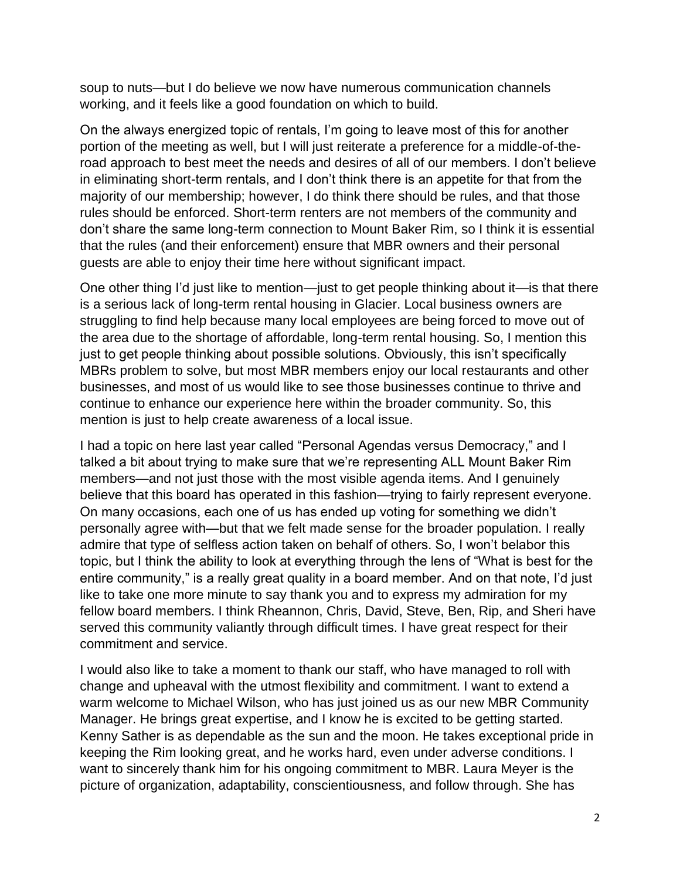soup to nuts—but I do believe we now have numerous communication channels working, and it feels like a good foundation on which to build.

On the always energized topic of rentals, I'm going to leave most of this for another portion of the meeting as well, but I will just reiterate a preference for a middle-of-the-road approach to best meet the needs and desires of all of our members. I don't believe in eliminating short-term rentals, and I don't think there is an appetite for that from the majority of our membership; however, I do think there should be rules, and that those rules should be enforced. Short-term renters are not members of the community and don't share the same long-term connection to Mount Baker Rim, so I think it is essential that the rules (and their enforcement) ensure that MBR owners and their personal guests are able to enjoy their time here without significant impact.

One other thing I'd just like to mention—just to get people thinking about it—is that there is a serious lack of long-term rental housing in Glacier. Local business owners are struggling to find help because many local employees are being forced to move out of the area due to the shortage of affordable, long-term rental housing. So, I mention this just to get people thinking about possible solutions. Obviously, this isn't specifically MBRs problem to solve, but most MBR members enjoy our local restaurants and other businesses, and most of us would like to see those businesses continue to thrive and continue to enhance our experience here within the broader community. So, this mention is just to help create awareness of a local issue.

I had a topic on here last year called "Personal Agendas versus Democracy," and I talked a bit about trying to make sure that we're representing ALL Mount Baker Rim members—and not just those with the most visible agenda items. And I genuinely believe that this board has operated in this fashion—trying to fairly represent everyone. On many occasions, each one of us has ended up voting for something we didn't personally agree with—but that we felt made sense for the broader population. I really admire that type of selfless action taken on behalf of others. So, I won't belabor this topic, but I think the ability to look at everything through the lens of "What is best for the entire community," is a really great quality in a board member. And on that note, I'd just like to take one more minute to say thank you and to express my admiration for my fellow board members. I think Rheannon, Chris, David, Steve, Ben, Rip, and Sheri have served this community valiantly through difficult times. I have great respect for their commitment and service.

I would also like to take a moment to thank our staff, who have managed to roll with change and upheaval with the utmost flexibility and commitment. I want to extend a warm welcome to Michael Wilson, who has just joined us as our new MBR Community Manager. He brings great expertise, and I know he is excited to be getting started. Kenny Sather is as dependable as the sun and the moon. He takes exceptional pride in keeping the Rim looking great, and he works hard, even under adverse conditions. I want to sincerely thank him for his ongoing commitment to MBR. Laura Meyer is the picture of organization, adaptability, conscientiousness, and follow through. She has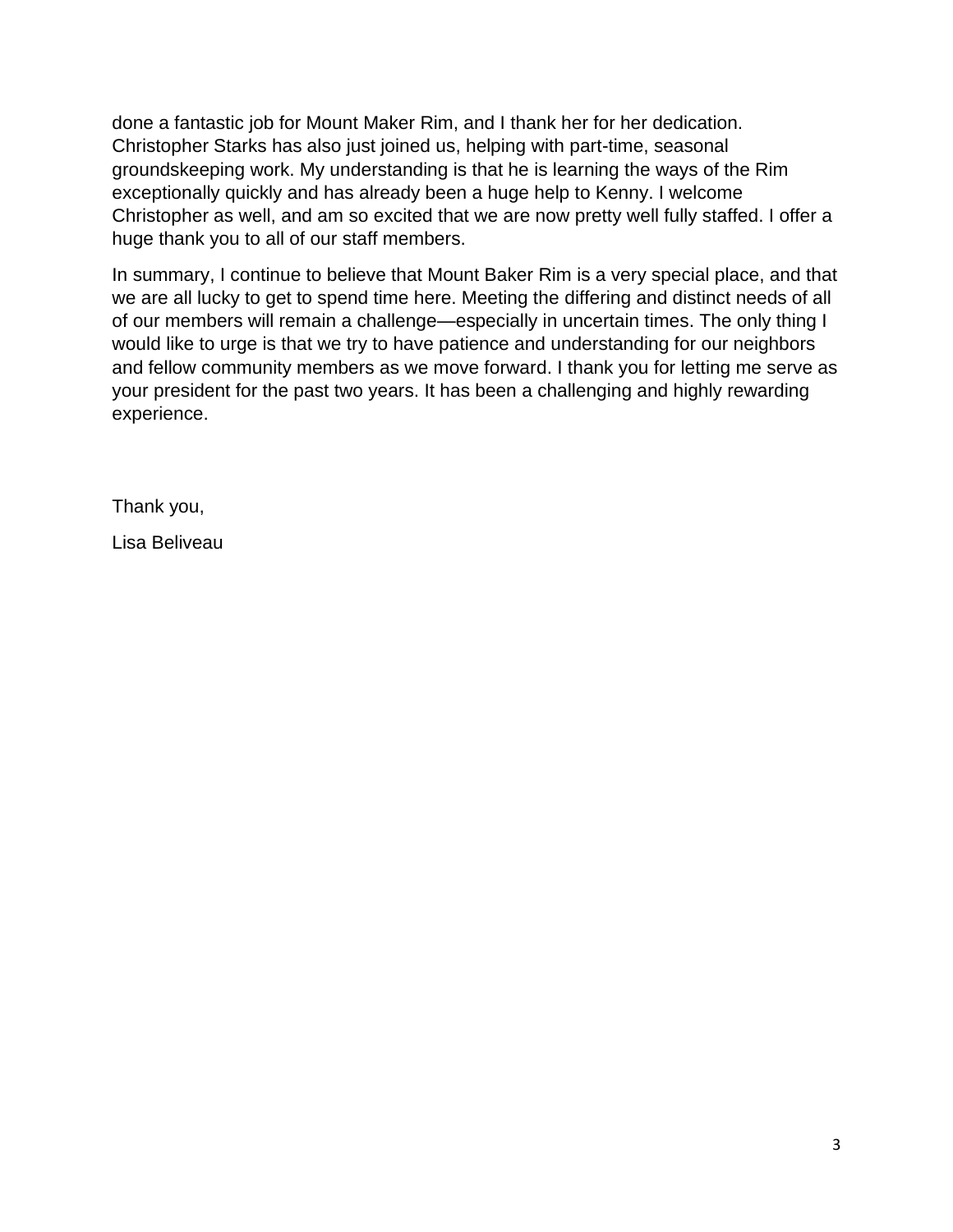done a fantastic job for Mount Maker Rim, and I thank her for her dedication. Christopher Starks has also just joined us, helping with part-time, seasonal groundskeeping work. My understanding is that he is learning the ways of the Rim exceptionally quickly and has already been a huge help to Kenny. I welcome Christopher as well, and am so excited that we are now pretty well fully staffed. I offer a huge thank you to all of our staff members.

In summary, I continue to believe that Mount Baker Rim is a very special place, and that we are all lucky to get to spend time here. Meeting the differing and distinct needs of all of our members will remain a challenge—especially in uncertain times. The only thing I would like to urge is that we try to have patience and understanding for our neighbors and fellow community members as we move forward. I thank you for letting me serve as your president for the past two years. It has been a challenging and highly rewarding experience.

Thank you,

Lisa Beliveau